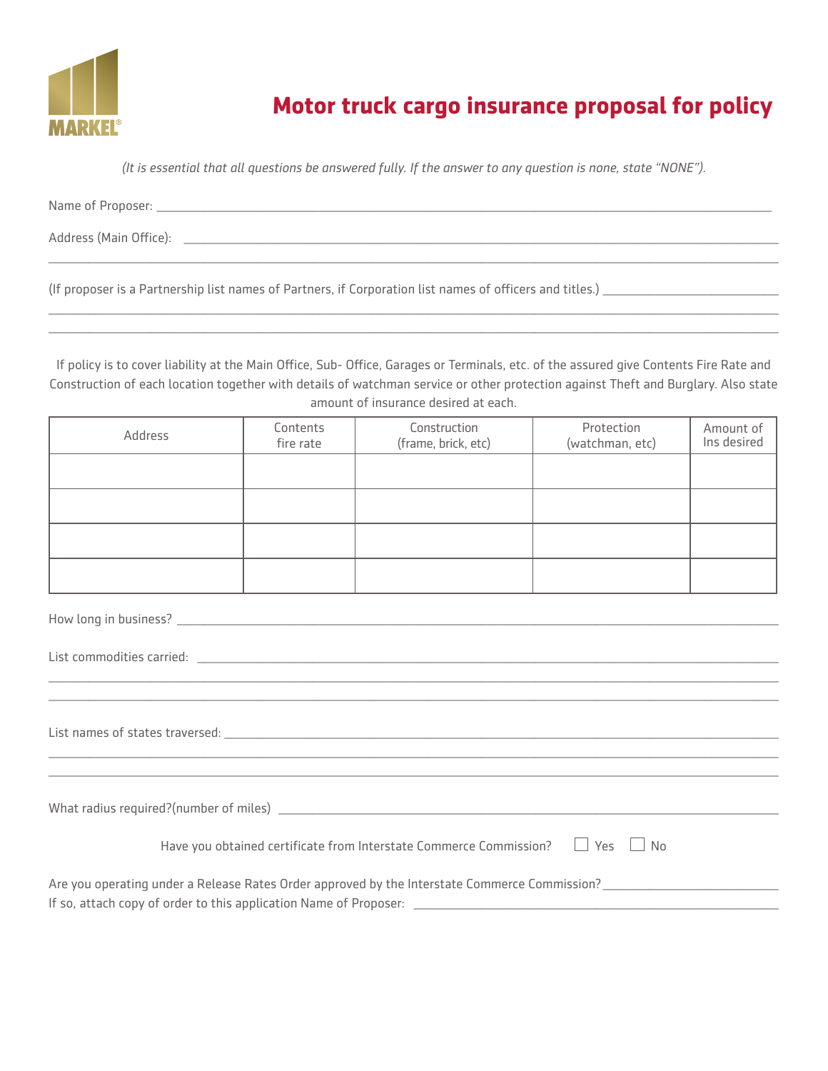MARKEL®

# Motor truck cargo insurance proposal for policy

*(It is essential that all questions be answered fully. If the answer to any question is none, state "NONE").*

Name of Proposer: ______________________________________________

Address (Main Office): ______________________________________________

______________________________________________

(If proposer is a Partnership list names of Partners, if Corporation list names of officers and titles.) ______________________

______________________________________________

______________________________________________

If policy is to cover liability at the Main Office, Sub- Office, Garages or Terminals, etc. of the assured give Contents Fire Rate and Construction of each location together with details of watchman service or other protection against Theft and Burglary. Also state amount of insurance desired at each.

| Address | Contents fire rate | Construction (frame, brick, etc) | Protection (watchman, etc) | Amount of Ins desired |
|---|---|---|---|---|
| | | | | |
| | | | | |
| | | | | |
| | | | | |

How long in business? ______________________________________________

List commodities carried: ______________________________________________

______________________________________________

______________________________________________

List names of states traversed: ______________________________________________

______________________________________________

______________________________________________

What radius required?(number of miles) ______________________________________________

Have you obtained certificate from Interstate Commerce Commission? ☐ Yes ☐ No

Are you operating under a Release Rates Order approved by the Interstate Commerce Commission? ______________________

If so, attach copy of order to this application Name of Proposer: ______________________________________________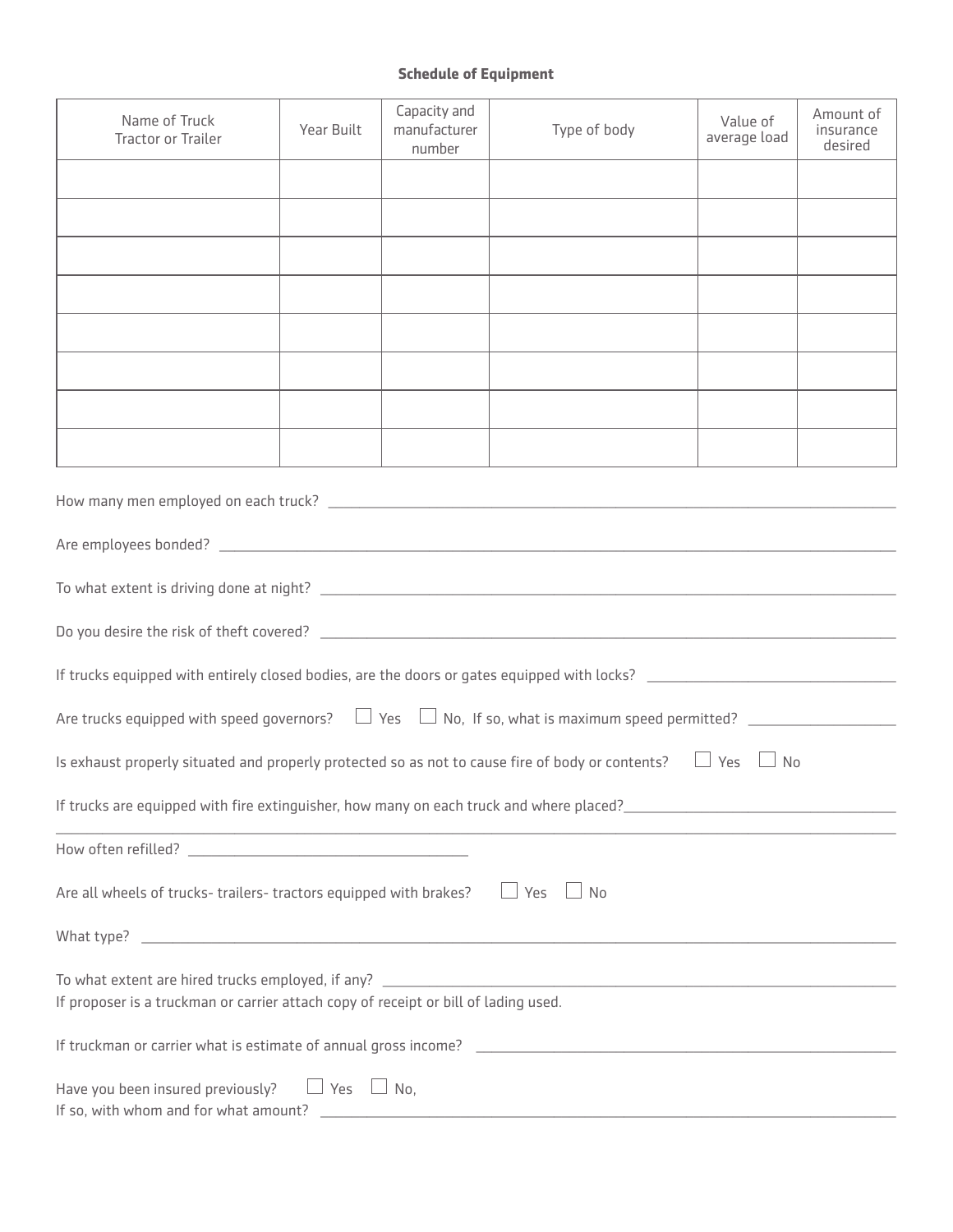**Schedule of Equipment**

| Name of Truck Tractor or Trailer | Year Built | Capacity and manufacturer number | Type of body | Value of average load | Amount of insurance desired |
|---|---|---|---|---|---|
| | | | | | |
| | | | | | |
| | | | | | |
| | | | | | |
| | | | | | |
| | | | | | |
| | | | | | |
| | | | | | |

How many men employed on each truck? ___________________________

Are employees bonded? ___________________________

To what extent is driving done at night? ___________________________

Do you desire the risk of theft covered? ___________________________

If trucks equipped with entirely closed bodies, are the doors or gates equipped with locks? ___________________________

Are trucks equipped with speed governors? ☐ Yes ☐ No, If so, what is maximum speed permitted? ___________________________

Is exhaust properly situated and properly protected so as not to cause fire of body or contents? ☐ Yes ☐ No

If trucks are equipped with fire extinguisher, how many on each truck and where placed? ___________________________

___________________________

How often refilled? ___________________________

Are all wheels of trucks- trailers- tractors equipped with brakes? ☐ Yes ☐ No

What type? ___________________________

To what extent are hired trucks employed, if any? ___________________________

If proposer is a truckman or carrier attach copy of receipt or bill of lading used.

If truckman or carrier what is estimate of annual gross income? ___________________________

Have you been insured previously? ☐ Yes ☐ No,

If so, with whom and for what amount? ___________________________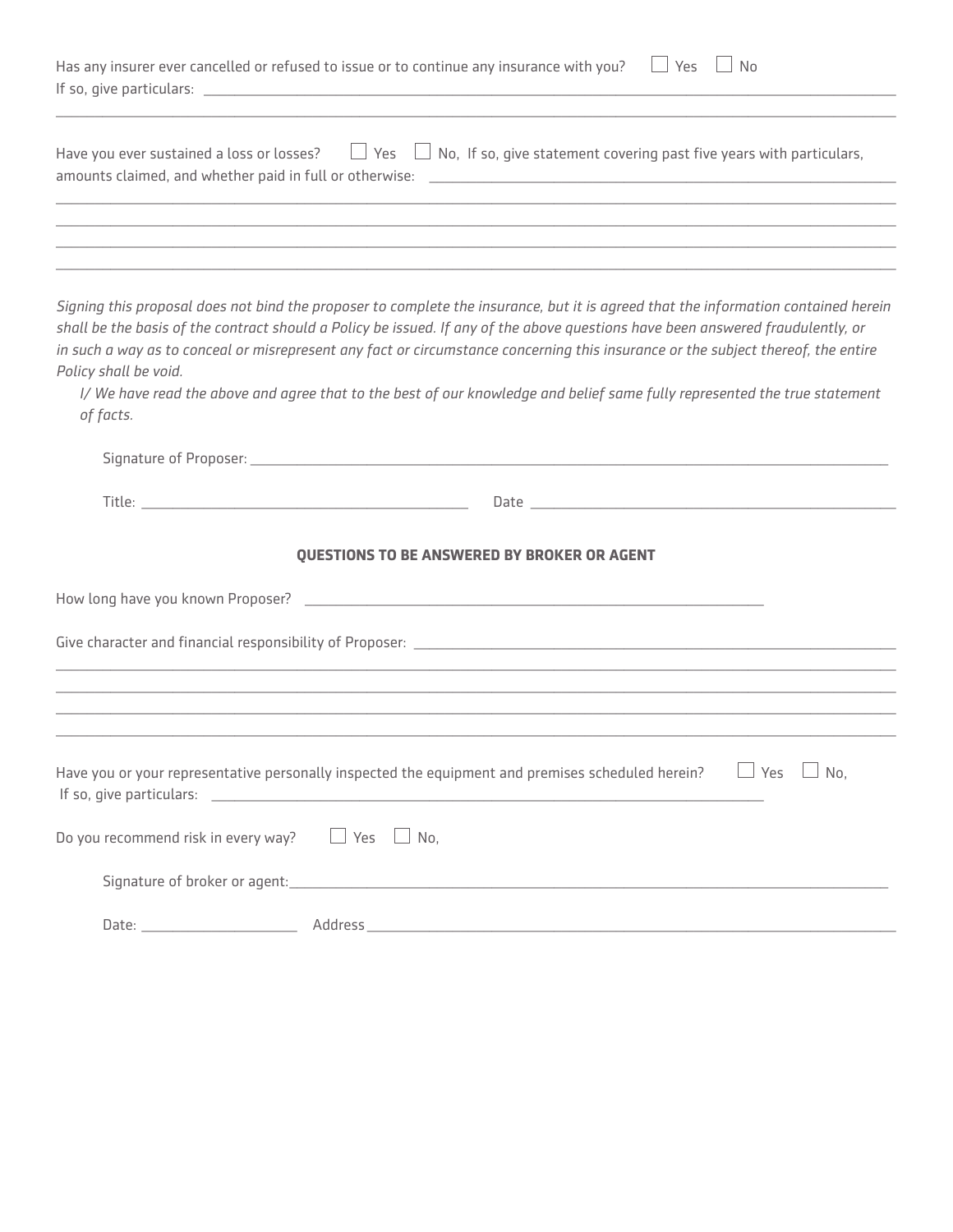Has any insurer ever cancelled or refused to issue or to continue any insurance with you? ☐ Yes ☐ No
If so, give particulars: ______________________________________________________________________________

______________________________________________________________________________________________

Have you ever sustained a loss or losses? ☐ Yes ☐ No, If so, give statement covering past five years with particulars, amounts claimed, and whether paid in full or otherwise: ________________________________________________

______________________________________________________________________________________________

______________________________________________________________________________________________

______________________________________________________________________________________________

______________________________________________________________________________________________

*Signing this proposal does not bind the proposer to complete the insurance, but it is agreed that the information contained herein shall be the basis of the contract should a Policy be issued. If any of the above questions have been answered fraudulently, or in such a way as to conceal or misrepresent any fact or circumstance concerning this insurance or the subject thereof, the entire Policy shall be void.*

*I/ We have read the above and agree that to the best of our knowledge and belief same fully represented the true statement of facts.*

Signature of Proposer: ______________________________________________________________________

Title: ____________________________________ Date _________________________________________

**QUESTIONS TO BE ANSWERED BY BROKER OR AGENT**

How long have you known Proposer? ________________________________________________________

Give character and financial responsibility of Proposer: __________________________________________

______________________________________________________________________________________________

______________________________________________________________________________________________

______________________________________________________________________________________________

______________________________________________________________________________________________

Have you or your representative personally inspected the equipment and premises scheduled herein? ☐ Yes ☐ No,
If so, give particulars: ______________________________________________________________________

Do you recommend risk in every way? ☐ Yes ☐ No,

Signature of broker or agent: _________________________________________________________________

Date: __________________ Address ______________________________________________________________